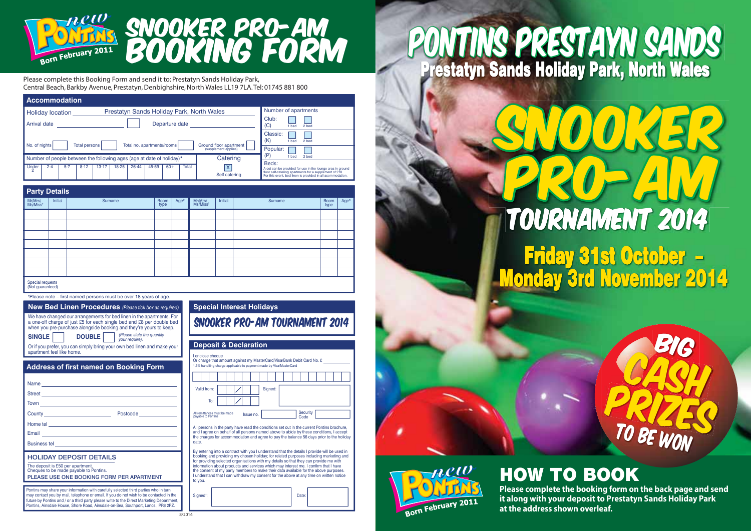# SNOOKER PRO-AM BOOKING FORM

new PONTINS Born February 2011

Please complete this Booking Form and send it to: Prestatyn Sands Holiday Park, Central Beach, Barkby Avenue, Prestatyn, Denbighshire, North Wales LL19 7LA. Tel: 01745 881 800

## Accommodation

Holiday location: Prestatyn Sands Holiday Park, North Wales

Arrival date ______ Departure date ______

No. of nights ☐ Total persons ☐ Total no. apartments/rooms ☐ Ground floor apartment (supplement applies) ☐

Number of people between the following ages (age at date of holiday)*

| Under 2 | 2-4 | 5-7 | 8-12 | 13-17 | 18-25 | 26-44 | 45-59 | 60+ | Total |
|---|---|---|---|---|---|---|---|---|---|
| | | | | | | | | | |

Catering: [X] Self catering

Number of apartments

| | 1 bed | 2 bed |
|---|---|---|
| Club: (C) | ☐ | ☐ |
| Classic: (K) | ☐ | ☐ |
| Popular: (P) | ☐ | ☐ |

Beds: A cot can be provided for use in the lounge area in ground floor self-catering apartments for a supplement of £10. For this event, bed linen is provided in all accommodation.

## Party Details

| Mr/Mrs/ Ms/Miss† | Initial | Surname | Room type | Age* | Mr/Mrs/ Ms/Miss† | Initial | Surname | Room type | Age* |
|---|---|---|---|---|---|---|---|---|---|
| | | | | | | | | | |
| | | | | | | | | | |
| | | | | | | | | | |
| | | | | | | | | | |
| | | | | | | | | | |
| | | | | | | | | | |
| | | | | | | | | | |

Special requests (Not guaranteed)

†Please note – first named persons must be over 18 years of age.

## New Bed Linen Procedures *(Please tick box as required)*

We have changed our arrangements for bed linen in the apartments. For a one-off charge of just £5 for each single bed and £8 per double bed when you pre-purchase alongside booking and they're yours to keep.

**SINGLE** ☐ **DOUBLE** ☐ *(Please state the quantity your require).*

Or if you prefer, you can simply bring your own bed linen and make your apartment feel like home.

## Address of first named on Booking Form

Name ______

Street ______

Town ______

County ______ Postcode ______

Home tel ______

Email ______

Business tel ______

## HOLIDAY DEPOSIT DETAILS

The deposit is £50 per apartment.
Cheques to be made payable to Pontins.

PLEASE USE ONE BOOKING FORM PER APARTMENT

Pontins may share your information with carefully selected third parties who in turn may contact you by mail, telephone or email. If you do not wish to be contacted in the future by Pontins and / or a third party please write to the Direct Marketing Department, Pontins, Ainsdale House, Shore Road, Ainsdale-on-Sea, Southport, Lancs., PR8 2PZ.

## Special Interest Holidays

SNOOKER PRO-AM TOURNAMENT 2014

## Deposit & Declaration

I enclose cheque
Or charge that amount against my MasterCard/Visa/Bank Debit Card No. £ ______
1.5% handling charge applicable to payment made by Visa/MasterCard

Valid from: __ / __ Signed: ______

To: __ / __

All remittances must be made payable to Pontins. Issue no. ______ Security Code ______

All persons in the party have read the conditions set out in the current Pontins brochure, and I agree on behalf of all persons named above to abide by these conditions, I accept the charges for accommodation and agree to pay the balance 56 days prior to the holiday date.

By entering into a contract with you I understand that the details I provide will be used in booking and providing my chosen holiday; for related purposes including marketing and for providing selected organisations with my details so that they can provide me with information about products and services which may interest me. I confirm that I have the consent of my party members to make their data available for the above purposes. I understand that I can withdraw my consent for the above at any time on written notice to you.

Signed†: ______ Date: ______

8/2014

# PONTINS PRESTAYN SANDS

## Prestatyn Sands Holiday Park, North Wales

# SNOOKER PRO-AM TOURNAMENT 2014

## Friday 31st October - Monday 3rd November 2014

BIG CASH PRIZES TO BE WON

new PONTINS Born February 2011

## HOW TO BOOK

**Please complete the booking form on the back page and send it along with your deposit to Prestatyn Sands Holiday Park at the address shown overleaf.**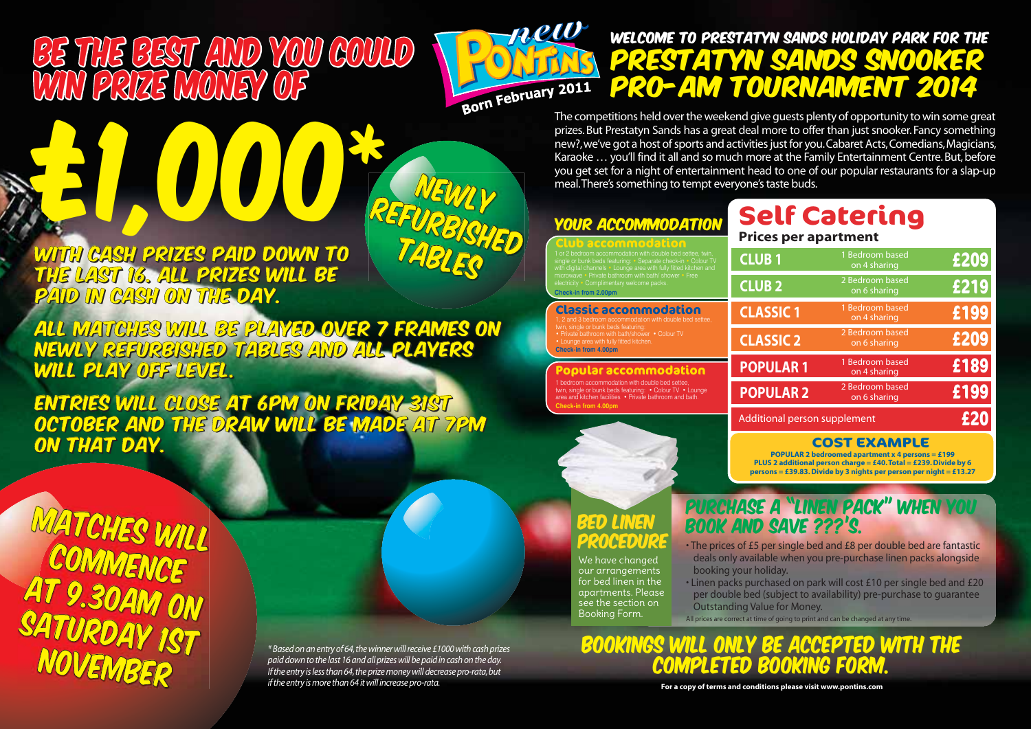# BE THE BEST AND YOU COULD WIN PRIZE MONEY OF

# £1,000*

NEWLY REFURBISHED TABLES

WITH CASH PRIZES PAID DOWN TO THE LAST 16. ALL PRIZES WILL BE PAID IN CASH ON THE DAY.

ALL MATCHES WILL BE PLAYED OVER 7 FRAMES ON NEWLY REFURBISHED TABLES AND ALL PLAYERS WILL PLAY OFF LEVEL.

ENTRIES WILL CLOSE AT 6PM ON FRIDAY 31ST OCTOBER AND THE DRAW WILL BE MADE AT 7PM ON THAT DAY.

MATCHES WILL COMMENCE AT 9.30AM ON SATURDAY 1ST NOVEMBER

*Based on an entry of 64, the winner will receive £1000 with cash prizes paid down to the last 16 and all prizes will be paid in cash on the day. If the entry is less than 64, the prize money will decrease pro-rata, but if the entry is more than 64 it will increase pro-rata.*

new PONTINS Born February 2011

## WELCOME TO PRESTATYN SANDS HOLIDAY PARK FOR THE PRESTATYN SANDS SNOOKER PRO-AM TOURNAMENT 2014

The competitions held over the weekend give guests plenty of opportunity to win some great prizes. But Prestatyn Sands has a great deal more to offer than just snooker. Fancy something new?, we've got a host of sports and activities just for you. Cabaret Acts, Comedians, Magicians, Karaoke … you'll find it all and so much more at the Family Entertainment Centre. But, before you get set for a night of entertainment head to one of our popular restaurants for a slap-up meal. There's something to tempt everyone's taste buds.

### YOUR ACCOMMODATION

**Club accommodation**
1 or 2 bedroom accommodation with double bed settee, twin, single or bunk beds featuring: • Separate check-in • Colour TV with digital channels • Lounge area with fully fitted kitchen and microwave • Private bathroom with bath/ shower • Free electricity • Complimentary welcome packs.
**Check-in from 2.00pm**

**Classic accommodation**
1, 2 and 3 bedroom accommodation with double bed settee, twin, single or bunk beds featuring: • Private bathroom with bath/shower • Colour TV • Lounge area with fully fitted kitchen.
**Check-in from 4.00pm**

**Popular accommodation**
1 bedroom accommodation with double bed settee, twin, single or bunk beds featuring: • Colour TV • Lounge area and kitchen facilities • Private bathroom and bath.
**Check-in from 4.00pm**

### Self Catering

**Prices per apartment**

| | | |
|---|---|---|
| CLUB 1 | 1 Bedroom based on 4 sharing | £209 |
| CLUB 2 | 2 Bedroom based on 6 sharing | £219 |
| CLASSIC 1 | 1 Bedroom based on 4 sharing | £199 |
| CLASSIC 2 | 2 Bedroom based on 6 sharing | £209 |
| POPULAR 1 | 1 Bedroom based on 4 sharing | £189 |
| POPULAR 2 | 2 Bedroom based on 6 sharing | £199 |
| Additional person supplement | | £20 |

**COST EXAMPLE**

**POPULAR 2 bedroomed apartment x 4 persons = £199 PLUS 2 additional person charge = £40. Total = £239. Divide by 6 persons = £39.83. Divide by 3 nights per person per night = £13.27**

### BED LINEN PROCEDURE

We have changed our arrangements for bed linen in the apartments. Please see the section on Booking Form.

### PURCHASE A "LINEN PACK" WHEN YOU BOOK AND SAVE ???'S.

- The prices of £5 per single bed and £8 per double bed are fantastic deals only available when you pre-purchase linen packs alongside booking your holiday.
- Linen packs purchased on park will cost £10 per single bed and £20 per double bed (subject to availability) pre-purchase to guarantee Outstanding Value for Money.

All prices are correct at time of going to print and can be changed at any time.

## BOOKINGS WILL ONLY BE ACCEPTED WITH THE COMPLETED BOOKING FORM.

**For a copy of terms and conditions please visit www.pontins.com**